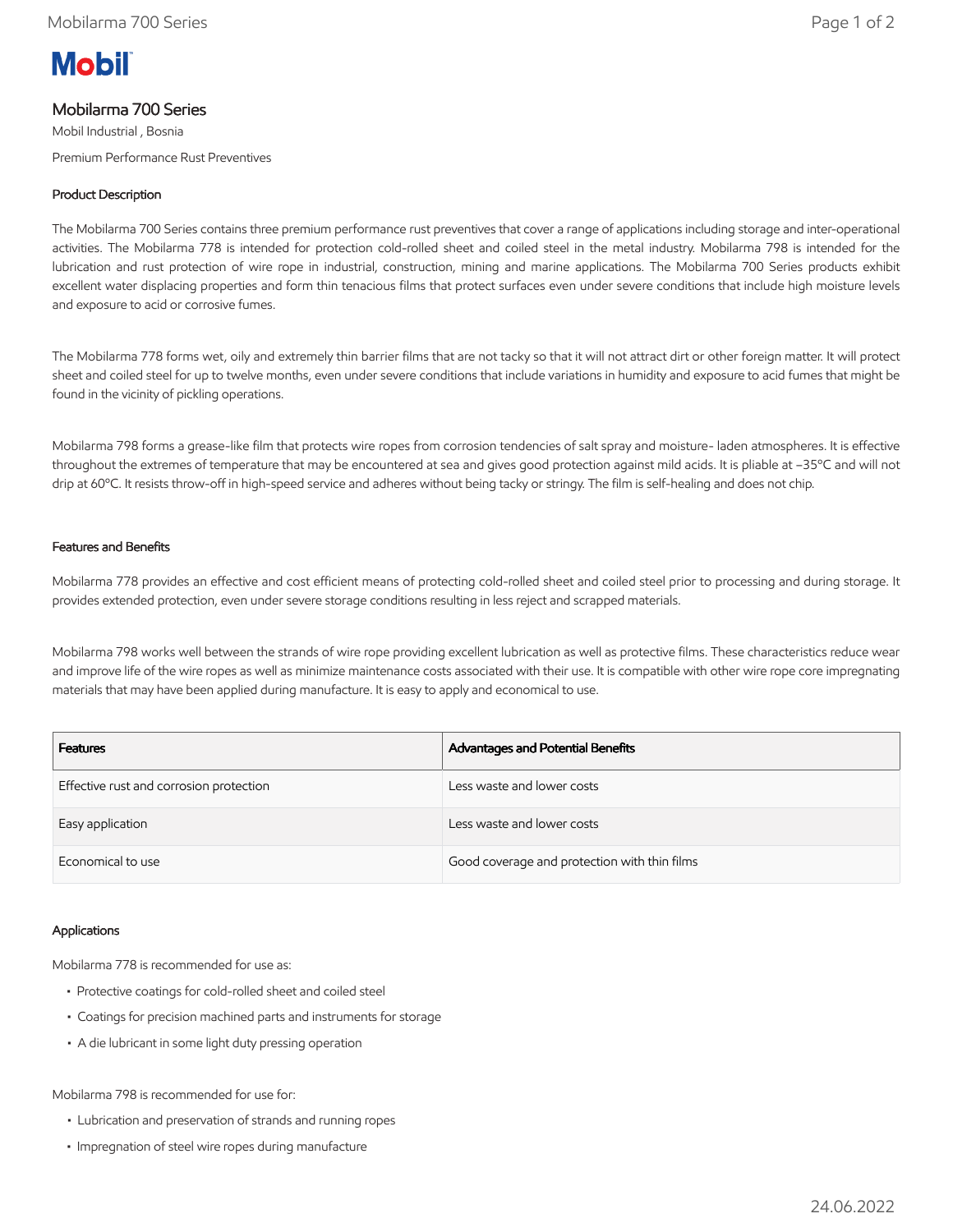# Mobilarma 700 Series

Mobil Industrial , Bosnia

Premium Performance Rust Preventives

## Product Description

The Mobilarma 700 Series contains three premium performance rust preventives that cover a range of applications including storage and inter-operational activities. The Mobilarma 778 is intended for protection cold-rolled sheet and coiled steel in the metal industry. Mobilarma 798 is intended for the lubrication and rust protection of wire rope in industrial, construction, mining and marine applications. The Mobilarma 700 Series products exhibit excellent water displacing properties and form thin tenacious films that protect surfaces even under severe conditions that include high moisture levels and exposure to acid or corrosive fumes.

The Mobilarma 778 forms wet, oily and extremely thin barrier films that are not tacky so that it will not attract dirt or other foreign matter. It will protect sheet and coiled steel for up to twelve months, even under severe conditions that include variations in humidity and exposure to acid fumes that might be found in the vicinity of pickling operations.

Mobilarma 798 forms a grease-like film that protects wire ropes from corrosion tendencies of salt spray and moisture- laden atmospheres. It is effective throughout the extremes of temperature that may be encountered at sea and gives good protection against mild acids. It is pliable at –35ºC and will not drip at 60ºC. It resists throw-off in high-speed service and adheres without being tacky or stringy. The film is self-healing and does not chip.

## Features and Benefits

Mobilarma 778 provides an effective and cost efficient means of protecting cold-rolled sheet and coiled steel prior to processing and during storage. It provides extended protection, even under severe storage conditions resulting in less reject and scrapped materials.

Mobilarma 798 works well between the strands of wire rope providing excellent lubrication as well as protective films. These characteristics reduce wear and improve life of the wire ropes as well as minimize maintenance costs associated with their use. It is compatible with other wire rope core impregnating materials that may have been applied during manufacture. It is easy to apply and economical to use.

| Features | Advantages and Potential Benefits |
|---|---|
| Effective rust and corrosion protection | Less waste and lower costs |
| Easy application | Less waste and lower costs |
| Economical to use | Good coverage and protection with thin films |

## Applications

Mobilarma 778 is recommended for use as:

- Protective coatings for cold-rolled sheet and coiled steel
- Coatings for precision machined parts and instruments for storage
- A die lubricant in some light duty pressing operation

Mobilarma 798 is recommended for use for:

- Lubrication and preservation of strands and running ropes
- Impregnation of steel wire ropes during manufacture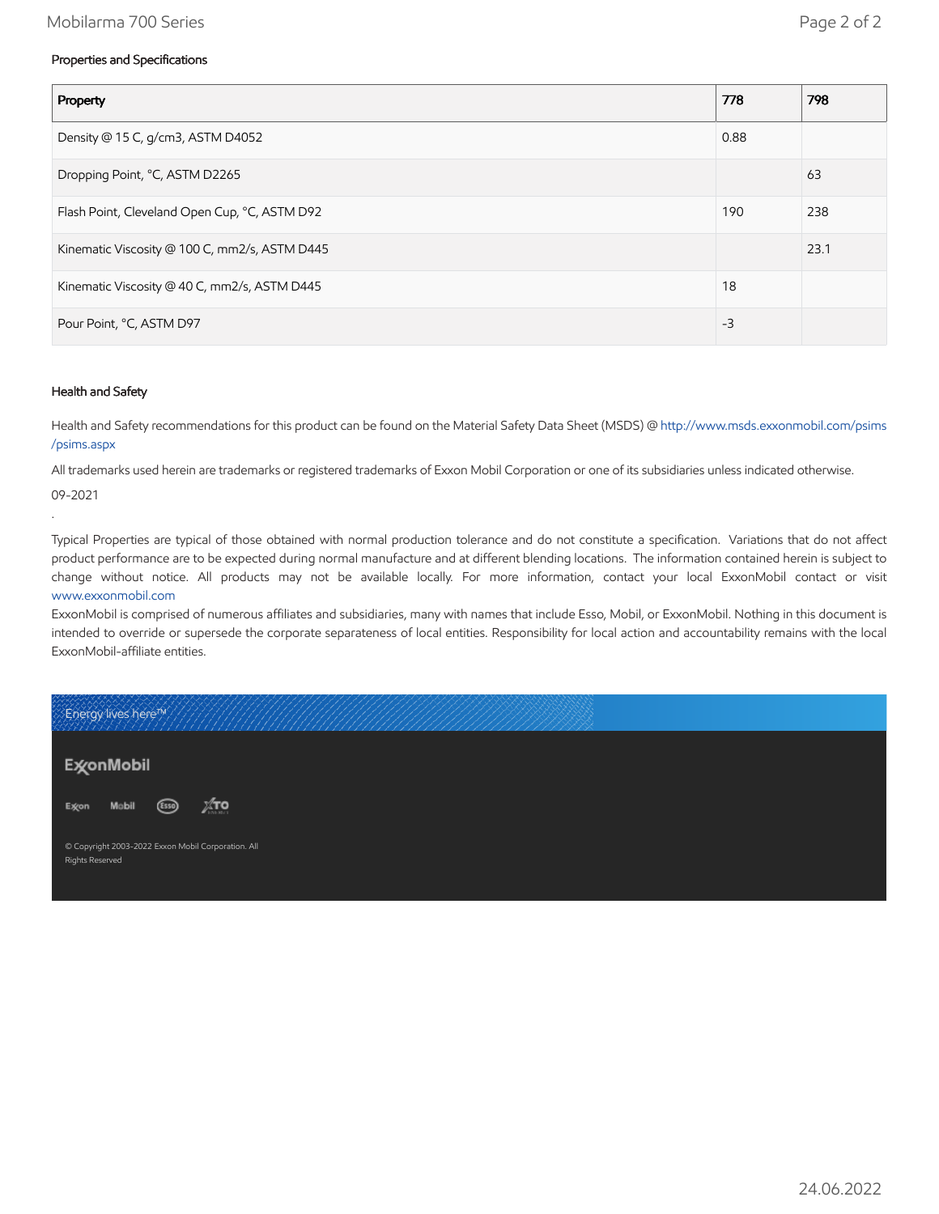### Properties and Specifications

| Property | 778 | 798 |
|---|---|---|
| Density @ 15 C, g/cm3, ASTM D4052 | 0.88 | |
| Dropping Point, °C, ASTM D2265 | | 63 |
| Flash Point, Cleveland Open Cup, °C, ASTM D92 | 190 | 238 |
| Kinematic Viscosity @ 100 C, mm2/s, ASTM D445 | | 23.1 |
| Kinematic Viscosity @ 40 C, mm2/s, ASTM D445 | 18 | |
| Pour Point, °C, ASTM D97 | -3 | |

### Health and Safety

Health and Safety recommendations for this product can be found on the Material Safety Data Sheet (MSDS) @ http://www.msds.exxonmobil.com/psims/psims.aspx

All trademarks used herein are trademarks or registered trademarks of Exxon Mobil Corporation or one of its subsidiaries unless indicated otherwise.

09-2021

.

Typical Properties are typical of those obtained with normal production tolerance and do not constitute a specification. Variations that do not affect product performance are to be expected during normal manufacture and at different blending locations. The information contained herein is subject to change without notice. All products may not be available locally. For more information, contact your local ExxonMobil contact or visit www.exxonmobil.com

ExxonMobil is comprised of numerous affiliates and subsidiaries, many with names that include Esso, Mobil, or ExxonMobil. Nothing in this document is intended to override or supersede the corporate separateness of local entities. Responsibility for local action and accountability remains with the local ExxonMobil-affiliate entities.

Energy lives here™

ExxonMobil

Exxon Mobil Esso XTO

© Copyright 2003-2022 Exxon Mobil Corporation. All Rights Reserved

24.06.2022